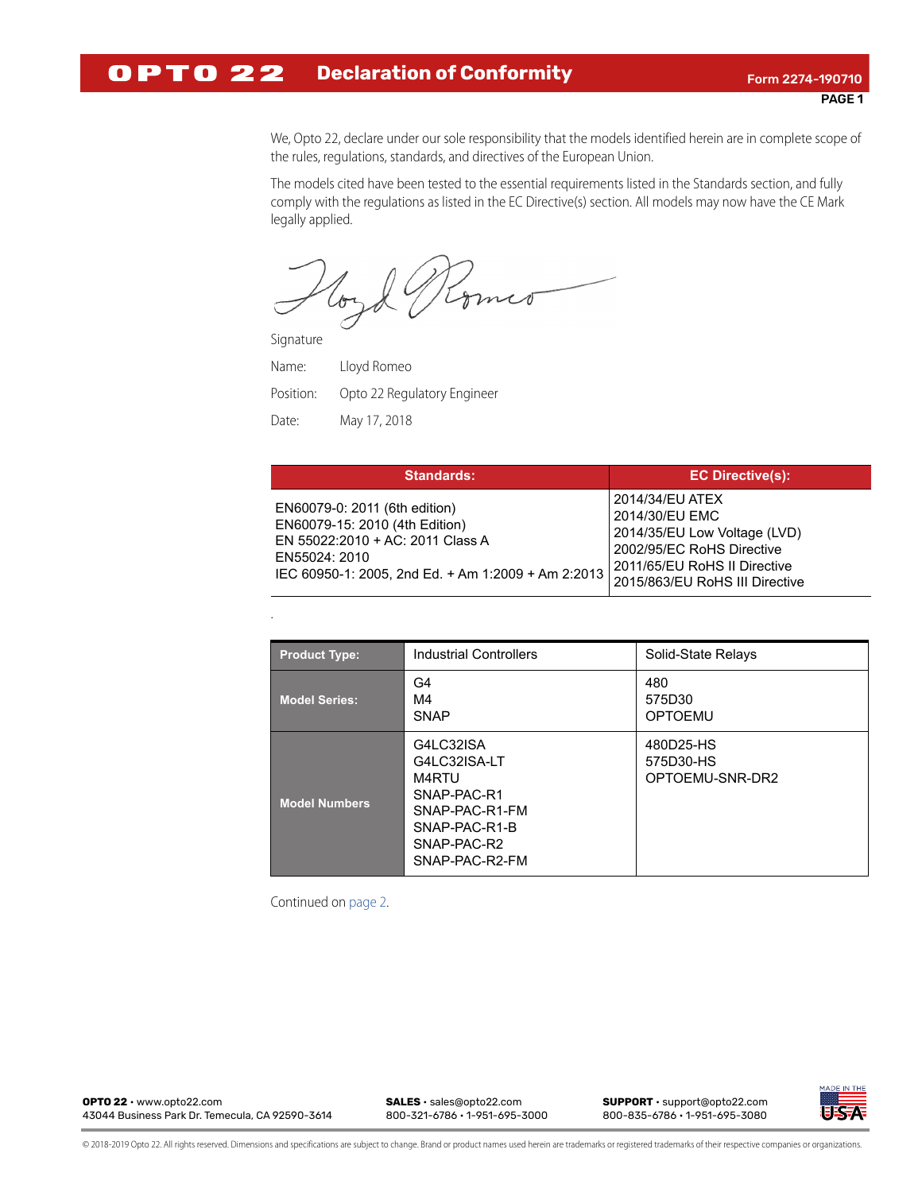# Declaration of Conformity

Form 2274-190710

We, Opto 22, declare under our sole responsibility that the models identified herein are in complete scope of the rules, regulations, standards, and directives of the European Union.

The models cited have been tested to the essential requirements listed in the Standards section, and fully comply with the regulations as listed in the EC Directive(s) section. All models may now have the CE Mark legally applied.

Signature

Name: Lloyd Romeo

Position: Opto 22 Regulatory Engineer

Date: May 17, 2018

| Standards: | EC Directive(s): |
|---|---|
| EN60079-0: 2011 (6th edition)<br>EN60079-15: 2010 (4th Edition)<br>EN 55022:2010 + AC: 2011 Class A<br>EN55024: 2010<br>IEC 60950-1: 2005, 2nd Ed. + Am 1:2009 + Am 2:2013 | 2014/34/EU ATEX<br>2014/30/EU EMC<br>2014/35/EU Low Voltage (LVD)<br>2002/95/EC RoHS Directive<br>2011/65/EU RoHS II Directive<br>2015/863/EU RoHS III Directive |

| Product Type: | Industrial Controllers | Solid-State Relays |
|---|---|---|
| Model Series: | G4<br>M4<br>SNAP | 480<br>575D30<br>OPTOEMU |
| Model Numbers | G4LC32ISA<br>G4LC32ISA-LT<br>M4RTU<br>SNAP-PAC-R1<br>SNAP-PAC-R1-FM<br>SNAP-PAC-R1-B<br>SNAP-PAC-R2<br>SNAP-PAC-R2-FM | 480D25-HS<br>575D30-HS<br>OPTOEMU-SNR-DR2 |

Continued on page 2.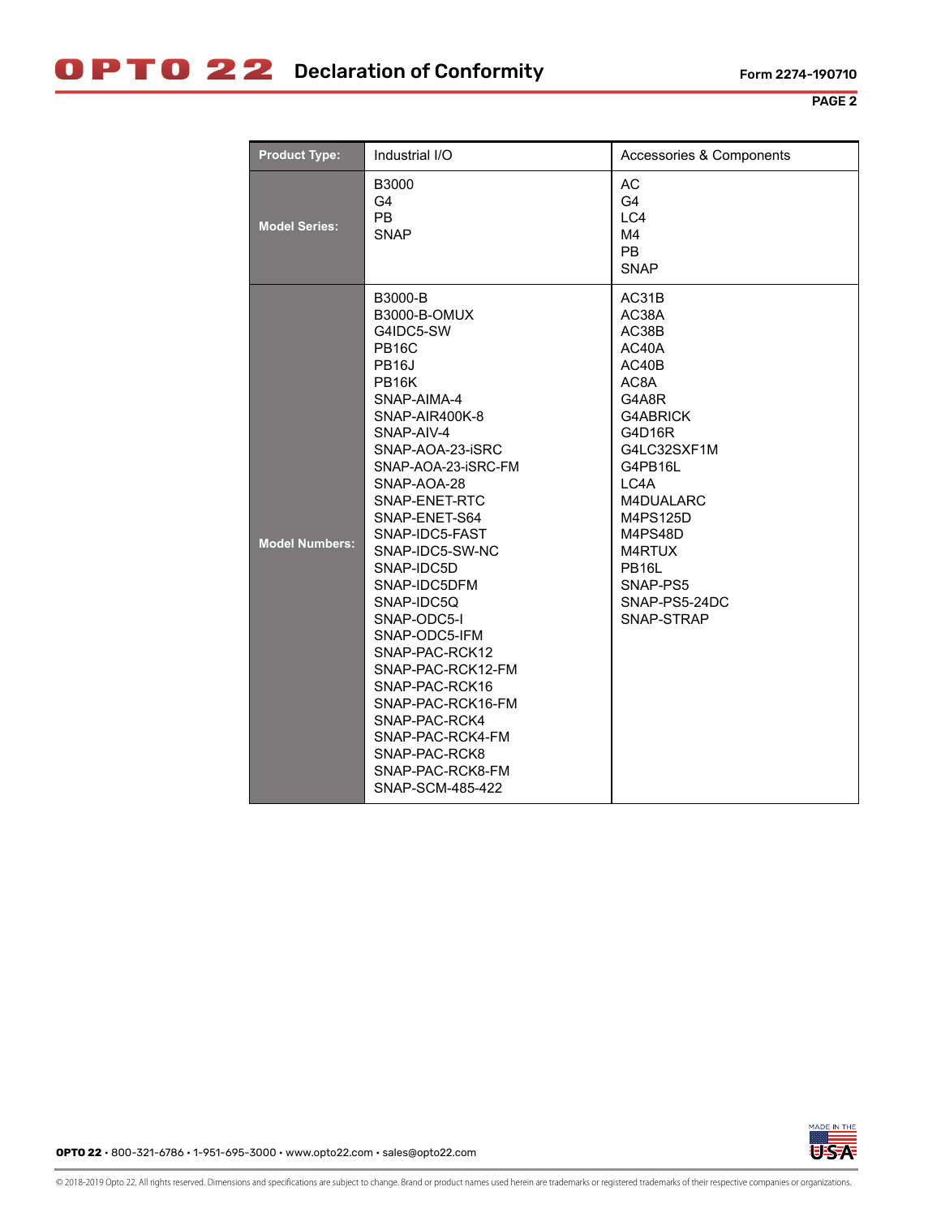| Product Type: | Industrial I/O | Accessories & Components |
|---|---|---|
| Model Series: | B3000<br>G4<br>PB<br>SNAP | AC<br>G4<br>LC4<br>M4<br>PB<br>SNAP |
| Model Numbers: | B3000-B<br>B3000-B-OMUX<br>G4IDC5-SW<br>PB16C<br>PB16J<br>PB16K<br>SNAP-AIMA-4<br>SNAP-AIR400K-8<br>SNAP-AIV-4<br>SNAP-AOA-23-iSRC<br>SNAP-AOA-23-iSRC-FM<br>SNAP-AOA-28<br>SNAP-ENET-RTC<br>SNAP-ENET-S64<br>SNAP-IDC5-FAST<br>SNAP-IDC5-SW-NC<br>SNAP-IDC5D<br>SNAP-IDC5DFM<br>SNAP-IDC5Q<br>SNAP-ODC5-I<br>SNAP-ODC5-IFM<br>SNAP-PAC-RCK12<br>SNAP-PAC-RCK12-FM<br>SNAP-PAC-RCK16<br>SNAP-PAC-RCK16-FM<br>SNAP-PAC-RCK4<br>SNAP-PAC-RCK4-FM<br>SNAP-PAC-RCK8<br>SNAP-PAC-RCK8-FM<br>SNAP-SCM-485-422 | AC31B<br>AC38A<br>AC38B<br>AC40A<br>AC40B<br>AC8A<br>G4A8R<br>G4ABRICK<br>G4D16R<br>G4LC32SXF1M<br>G4PB16L<br>LC4A<br>M4DUALARC<br>M4PS125D<br>M4PS48D<br>M4RTUX<br>PB16L<br>SNAP-PS5<br>SNAP-PS5-24DC<br>SNAP-STRAP |